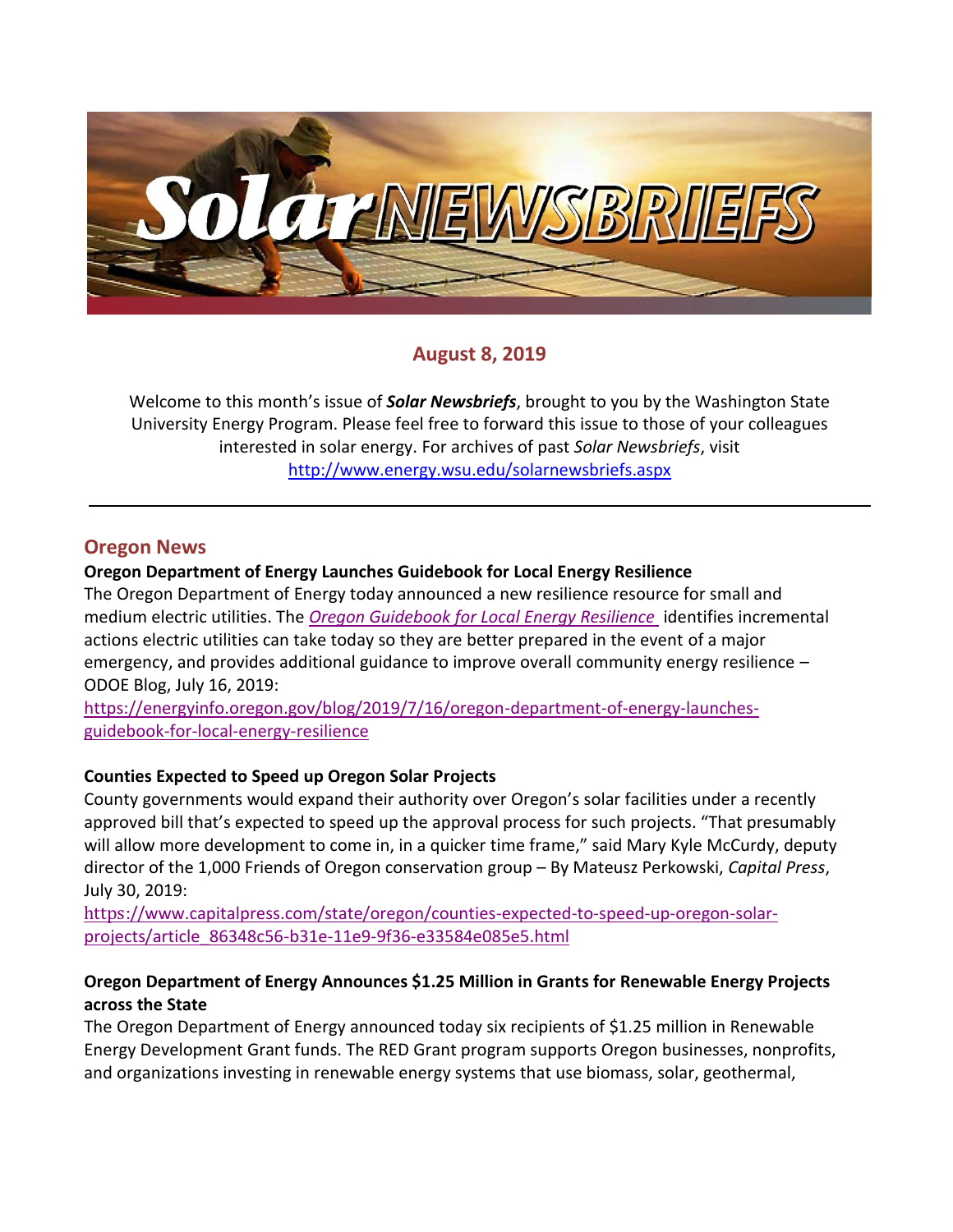# Solar NEWSBRIEFS

## August 8, 2019

Welcome to this month's issue of ***Solar Newsbriefs***, brought to you by the Washington State University Energy Program. Please feel free to forward this issue to those of your colleagues interested in solar energy. For archives of past *Solar Newsbriefs*, visit http://www.energy.wsu.edu/solarnewsbriefs.aspx

---

## Oregon News

**Oregon Department of Energy Launches Guidebook for Local Energy Resilience**

The Oregon Department of Energy today announced a new resilience resource for small and medium electric utilities. The *Oregon Guidebook for Local Energy Resilience* identifies incremental actions electric utilities can take today so they are better prepared in the event of a major emergency, and provides additional guidance to improve overall community energy resilience – ODOE Blog, July 16, 2019:
https://energyinfo.oregon.gov/blog/2019/7/16/oregon-department-of-energy-launches-guidebook-for-local-energy-resilience

**Counties Expected to Speed up Oregon Solar Projects**

County governments would expand their authority over Oregon's solar facilities under a recently approved bill that's expected to speed up the approval process for such projects. "That presumably will allow more development to come in, in a quicker time frame," said Mary Kyle McCurdy, deputy director of the 1,000 Friends of Oregon conservation group – By Mateusz Perkowski, *Capital Press*, July 30, 2019:
https://www.capitalpress.com/state/oregon/counties-expected-to-speed-up-oregon-solar-projects/article_86348c56-b31e-11e9-9f36-e33584e085e5.html

**Oregon Department of Energy Announces $1.25 Million in Grants for Renewable Energy Projects across the State**

The Oregon Department of Energy announced today six recipients of $1.25 million in Renewable Energy Development Grant funds. The RED Grant program supports Oregon businesses, nonprofits, and organizations investing in renewable energy systems that use biomass, solar, geothermal,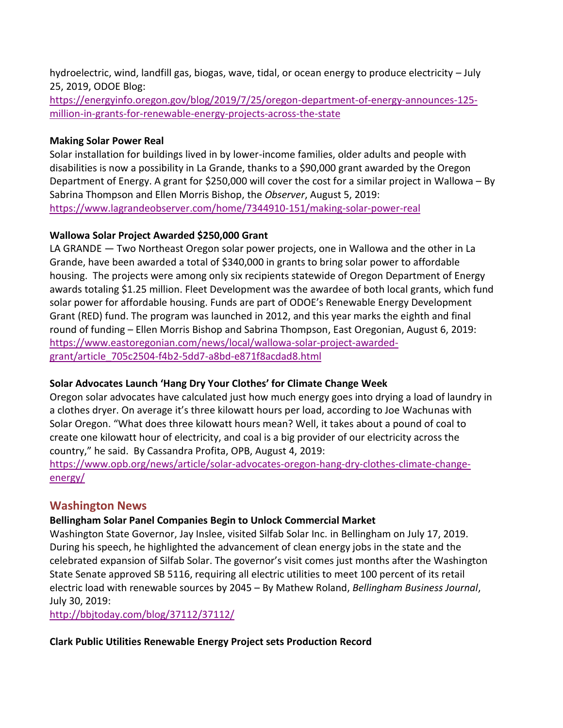hydroelectric, wind, landfill gas, biogas, wave, tidal, or ocean energy to produce electricity – July 25, 2019, ODOE Blog: [https://energyinfo.oregon.gov/blog/2019/7/25/oregon-department-of-energy-announces-125-million-in-grants-for-renewable-energy-projects-across-the-state](https://energyinfo.oregon.gov/blog/2019/7/25/oregon-department-of-energy-announces-125-million-in-grants-for-renewable-energy-projects-across-the-state)

**Making Solar Power Real**

Solar installation for buildings lived in by lower-income families, older adults and people with disabilities is now a possibility in La Grande, thanks to a $90,000 grant awarded by the Oregon Department of Energy. A grant for $250,000 will cover the cost for a similar project in Wallowa – By Sabrina Thompson and Ellen Morris Bishop, the *Observer*, August 5, 2019: [https://www.lagrandeobserver.com/home/7344910-151/making-solar-power-real](https://www.lagrandeobserver.com/home/7344910-151/making-solar-power-real)

**Wallowa Solar Project Awarded $250,000 Grant**

LA GRANDE — Two Northeast Oregon solar power projects, one in Wallowa and the other in La Grande, have been awarded a total of $340,000 in grants to bring solar power to affordable housing. The projects were among only six recipients statewide of Oregon Department of Energy awards totaling $1.25 million. Fleet Development was the awardee of both local grants, which fund solar power for affordable housing. Funds are part of ODOE's Renewable Energy Development Grant (RED) fund. The program was launched in 2012, and this year marks the eighth and final round of funding – Ellen Morris Bishop and Sabrina Thompson, East Oregonian, August 6, 2019: [https://www.eastoregonian.com/news/local/wallowa-solar-project-awarded-grant/article_705c2504-f4b2-5dd7-a8bd-e871f8acdad8.html](https://www.eastoregonian.com/news/local/wallowa-solar-project-awarded-grant/article_705c2504-f4b2-5dd7-a8bd-e871f8acdad8.html)

**Solar Advocates Launch 'Hang Dry Your Clothes' for Climate Change Week**

Oregon solar advocates have calculated just how much energy goes into drying a load of laundry in a clothes dryer. On average it's three kilowatt hours per load, according to Joe Wachunas with Solar Oregon. "What does three kilowatt hours mean? Well, it takes about a pound of coal to create one kilowatt hour of electricity, and coal is a big provider of our electricity across the country," he said. By Cassandra Profita, OPB, August 4, 2019: [https://www.opb.org/news/article/solar-advocates-oregon-hang-dry-clothes-climate-change-energy/](https://www.opb.org/news/article/solar-advocates-oregon-hang-dry-clothes-climate-change-energy/)

## Washington News

**Bellingham Solar Panel Companies Begin to Unlock Commercial Market**

Washington State Governor, Jay Inslee, visited Silfab Solar Inc. in Bellingham on July 17, 2019. During his speech, he highlighted the advancement of clean energy jobs in the state and the celebrated expansion of Silfab Solar. The governor's visit comes just months after the Washington State Senate approved SB 5116, requiring all electric utilities to meet 100 percent of its retail electric load with renewable sources by 2045 – By Mathew Roland, *Bellingham Business Journal*, July 30, 2019: [http://bbjtoday.com/blog/37112/37112/](http://bbjtoday.com/blog/37112/37112/)

**Clark Public Utilities Renewable Energy Project sets Production Record**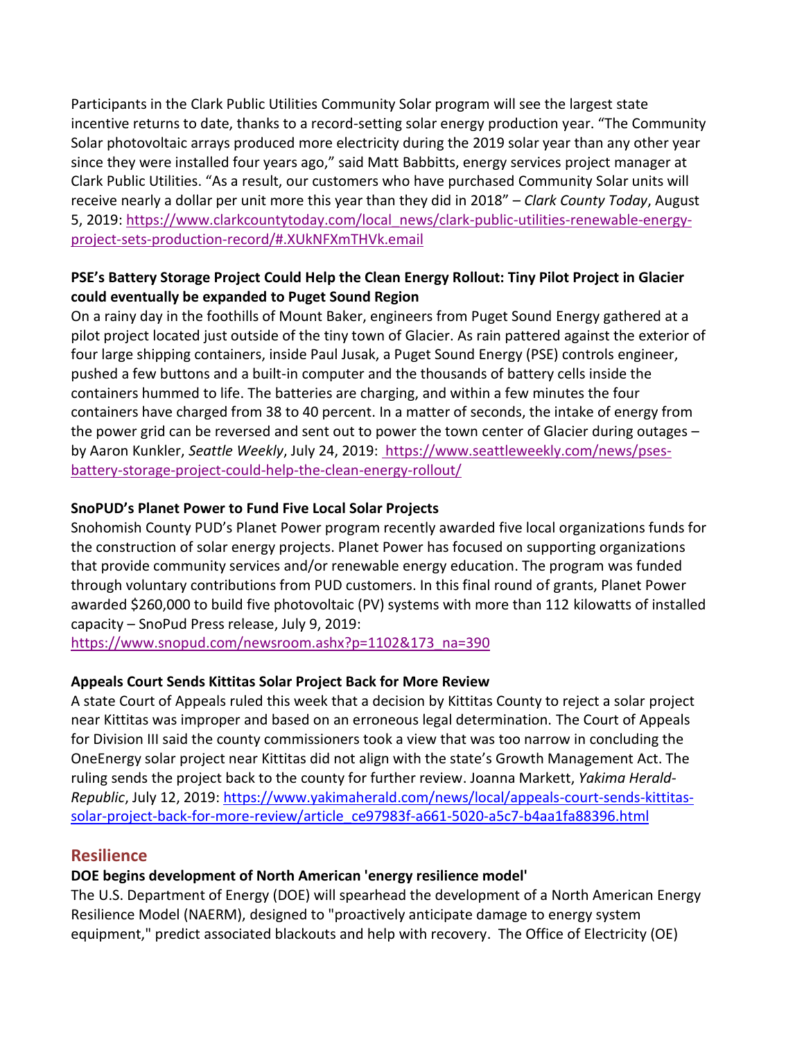Participants in the Clark Public Utilities Community Solar program will see the largest state incentive returns to date, thanks to a record-setting solar energy production year. "The Community Solar photovoltaic arrays produced more electricity during the 2019 solar year than any other year since they were installed four years ago," said Matt Babbitts, energy services project manager at Clark Public Utilities. "As a result, our customers who have purchased Community Solar units will receive nearly a dollar per unit more this year than they did in 2018" – *Clark County Today*, August 5, 2019: https://www.clarkcountytoday.com/local_news/clark-public-utilities-renewable-energy-project-sets-production-record/#.XUkNFXmTHVk.email

**PSE's Battery Storage Project Could Help the Clean Energy Rollout: Tiny Pilot Project in Glacier could eventually be expanded to Puget Sound Region**

On a rainy day in the foothills of Mount Baker, engineers from Puget Sound Energy gathered at a pilot project located just outside of the tiny town of Glacier. As rain pattered against the exterior of four large shipping containers, inside Paul Jusak, a Puget Sound Energy (PSE) controls engineer, pushed a few buttons and a built-in computer and the thousands of battery cells inside the containers hummed to life. The batteries are charging, and within a few minutes the four containers have charged from 38 to 40 percent. In a matter of seconds, the intake of energy from the power grid can be reversed and sent out to power the town center of Glacier during outages – by Aaron Kunkler, *Seattle Weekly*, July 24, 2019: https://www.seattleweekly.com/news/pses-battery-storage-project-could-help-the-clean-energy-rollout/

**SnoPUD's Planet Power to Fund Five Local Solar Projects**

Snohomish County PUD's Planet Power program recently awarded five local organizations funds for the construction of solar energy projects. Planet Power has focused on supporting organizations that provide community services and/or renewable energy education. The program was funded through voluntary contributions from PUD customers. In this final round of grants, Planet Power awarded $260,000 to build five photovoltaic (PV) systems with more than 112 kilowatts of installed capacity – SnoPud Press release, July 9, 2019: https://www.snopud.com/newsroom.ashx?p=1102&173_na=390

**Appeals Court Sends Kittitas Solar Project Back for More Review**

A state Court of Appeals ruled this week that a decision by Kittitas County to reject a solar project near Kittitas was improper and based on an erroneous legal determination. The Court of Appeals for Division III said the county commissioners took a view that was too narrow in concluding the OneEnergy solar project near Kittitas did not align with the state's Growth Management Act. The ruling sends the project back to the county for further review. Joanna Markett, *Yakima Herald-Republic*, July 12, 2019: https://www.yakimaherald.com/news/local/appeals-court-sends-kittitas-solar-project-back-for-more-review/article_ce97983f-a661-5020-a5c7-b4aa1fa88396.html

## Resilience

**DOE begins development of North American 'energy resilience model'**

The U.S. Department of Energy (DOE) will spearhead the development of a North American Energy Resilience Model (NAERM), designed to "proactively anticipate damage to energy system equipment," predict associated blackouts and help with recovery. The Office of Electricity (OE)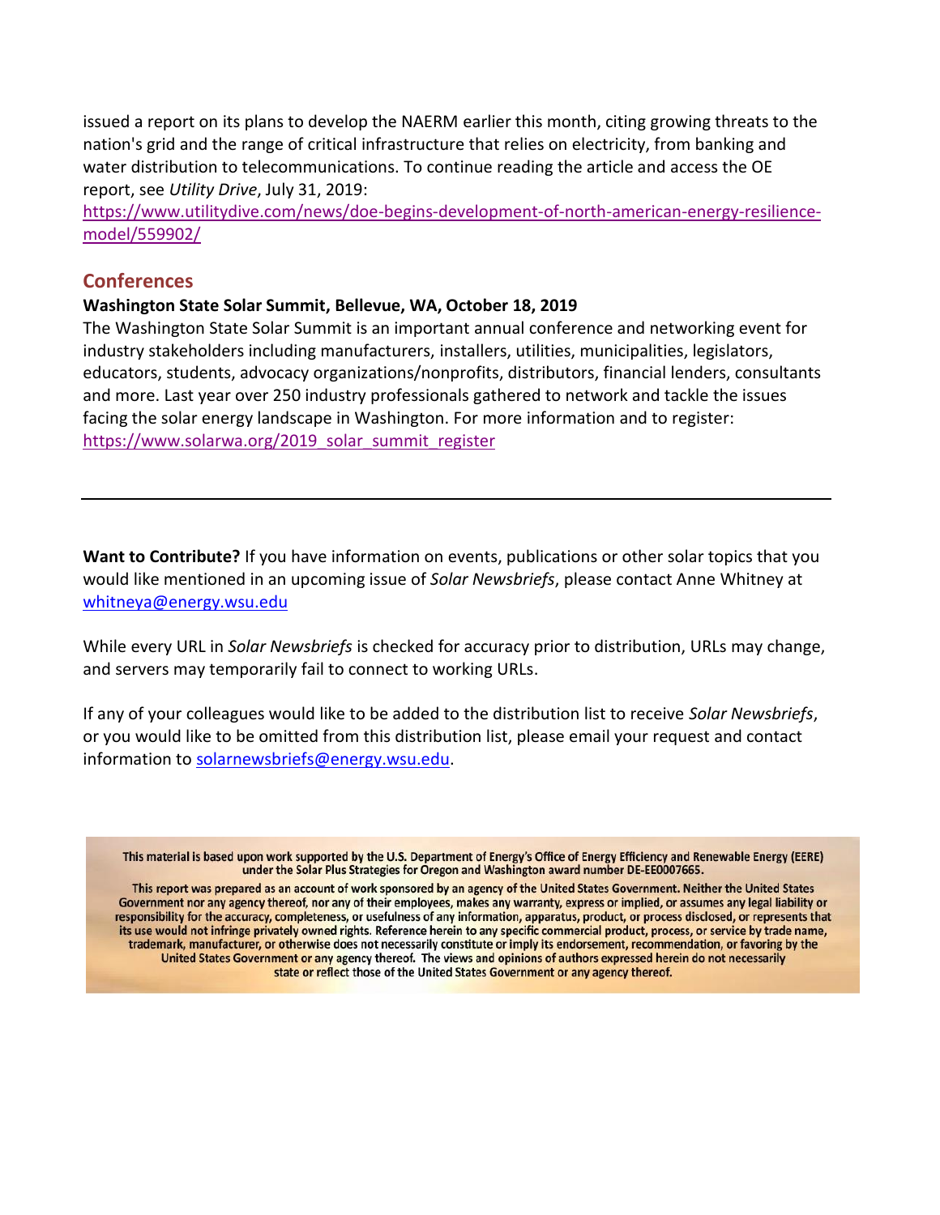issued a report on its plans to develop the NAERM earlier this month, citing growing threats to the nation's grid and the range of critical infrastructure that relies on electricity, from banking and water distribution to telecommunications. To continue reading the article and access the OE report, see *Utility Drive*, July 31, 2019: https://www.utilitydive.com/news/doe-begins-development-of-north-american-energy-resilience-model/559902/

## Conferences

**Washington State Solar Summit, Bellevue, WA, October 18, 2019**

The Washington State Solar Summit is an important annual conference and networking event for industry stakeholders including manufacturers, installers, utilities, municipalities, legislators, educators, students, advocacy organizations/nonprofits, distributors, financial lenders, consultants and more. Last year over 250 industry professionals gathered to network and tackle the issues facing the solar energy landscape in Washington. For more information and to register: https://www.solarwa.org/2019_solar_summit_register

---

**Want to Contribute?** If you have information on events, publications or other solar topics that you would like mentioned in an upcoming issue of *Solar Newsbriefs*, please contact Anne Whitney at whitneya@energy.wsu.edu

While every URL in *Solar Newsbriefs* is checked for accuracy prior to distribution, URLs may change, and servers may temporarily fail to connect to working URLs.

If any of your colleagues would like to be added to the distribution list to receive *Solar Newsbriefs*, or you would like to be omitted from this distribution list, please email your request and contact information to solarnewsbriefs@energy.wsu.edu.

**This material is based upon work supported by the U.S. Department of Energy's Office of Energy Efficiency and Renewable Energy (EERE) under the Solar Plus Strategies for Oregon and Washington award number DE-EE0007665.**

**This report was prepared as an account of work sponsored by an agency of the United States Government. Neither the United States Government nor any agency thereof, nor any of their employees, makes any warranty, express or implied, or assumes any legal liability or responsibility for the accuracy, completeness, or usefulness of any information, apparatus, product, or process disclosed, or represents that its use would not infringe privately owned rights. Reference herein to any specific commercial product, process, or service by trade name, trademark, manufacturer, or otherwise does not necessarily constitute or imply its endorsement, recommendation, or favoring by the United States Government or any agency thereof. The views and opinions of authors expressed herein do not necessarily state or reflect those of the United States Government or any agency thereof.**